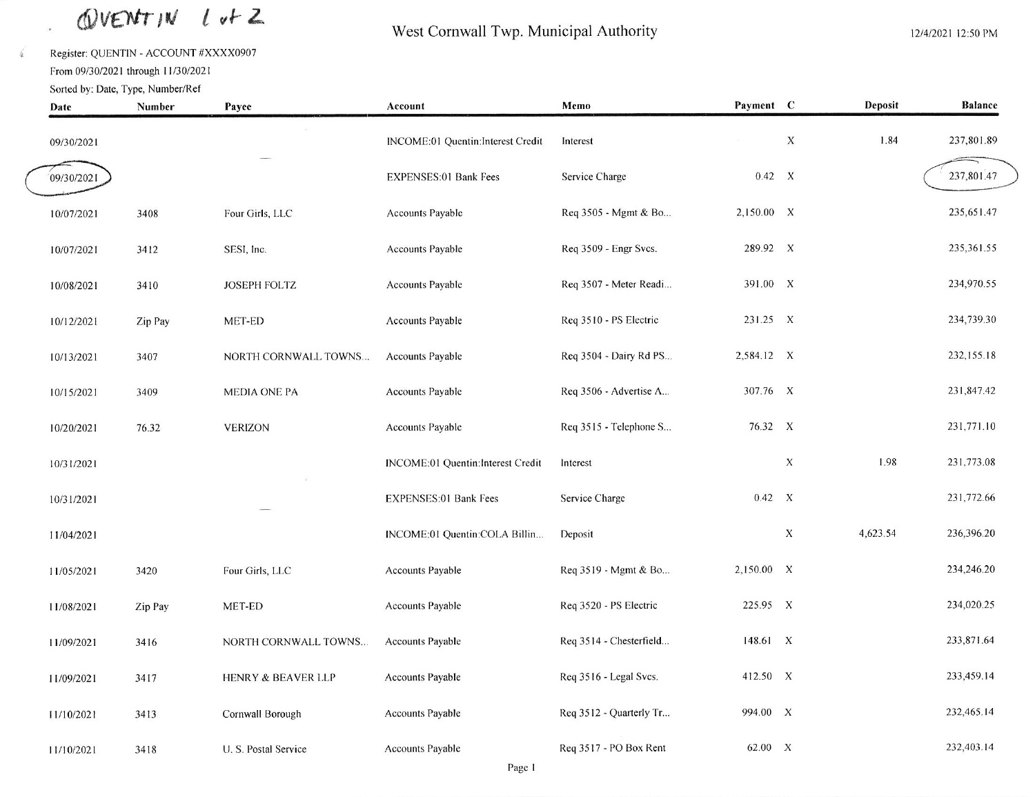QUENTIN 1 of 2

# West Cornwall Twp. Municipal Authority

12/4/2021 12:50 PM

Register: QUENTIN - ACCOUNT #XXXX0907
From 09/30/2021 through 11/30/2021
Sorted by: Date, Type, Number/Ref

| Date | Number | Payee | Account | Memo | Payment | C | Deposit | Balance |
|---|---|---|---|---|---|---|---|---|
| 09/30/2021 | | | INCOME:01 Quentin:Interest Credit | Interest | | X | 1.84 | 237,801.89 |
| 09/30/2021 | | | EXPENSES:01 Bank Fees | Service Charge | 0.42 | X | | 237,801.47 |
| 10/07/2021 | 3408 | Four Girls, LLC | Accounts Payable | Req 3505 - Mgmt & Bo... | 2,150.00 | X | | 235,651.47 |
| 10/07/2021 | 3412 | SESI, Inc. | Accounts Payable | Req 3509 - Engr Svcs. | 289.92 | X | | 235,361.55 |
| 10/08/2021 | 3410 | JOSEPH FOLTZ | Accounts Payable | Req 3507 - Meter Readi... | 391.00 | X | | 234,970.55 |
| 10/12/2021 | Zip Pay | MET-ED | Accounts Payable | Req 3510 - PS Electric | 231.25 | X | | 234,739.30 |
| 10/13/2021 | 3407 | NORTH CORNWALL TOWNS... | Accounts Payable | Req 3504 - Dairy Rd PS... | 2,584.12 | X | | 232,155.18 |
| 10/15/2021 | 3409 | MEDIA ONE PA | Accounts Payable | Req 3506 - Advertise A... | 307.76 | X | | 231,847.42 |
| 10/20/2021 | 76.32 | VERIZON | Accounts Payable | Req 3515 - Telephone S... | 76.32 | X | | 231,771.10 |
| 10/31/2021 | | | INCOME:01 Quentin:Interest Credit | Interest | | X | 1.98 | 231,773.08 |
| 10/31/2021 | | | EXPENSES:01 Bank Fees | Service Charge | 0.42 | X | | 231,772.66 |
| 11/04/2021 | | | INCOME:01 Quentin:COLA Billin... | Deposit | | X | 4,623.54 | 236,396.20 |
| 11/05/2021 | 3420 | Four Girls, LLC | Accounts Payable | Req 3519 - Mgmt & Bo... | 2,150.00 | X | | 234,246.20 |
| 11/08/2021 | Zip Pay | MET-ED | Accounts Payable | Req 3520 - PS Electric | 225.95 | X | | 234,020.25 |
| 11/09/2021 | 3416 | NORTH CORNWALL TOWNS... | Accounts Payable | Req 3514 - Chesterfield... | 148.61 | X | | 233,871.64 |
| 11/09/2021 | 3417 | HENRY & BEAVER LLP | Accounts Payable | Req 3516 - Legal Svcs. | 412.50 | X | | 233,459.14 |
| 11/10/2021 | 3413 | Cornwall Borough | Accounts Payable | Req 3512 - Quarterly Tr... | 994.00 | X | | 232,465.14 |
| 11/10/2021 | 3418 | U. S. Postal Service | Accounts Payable | Req 3517 - PO Box Rent | 62.00 | X | | 232,403.14 |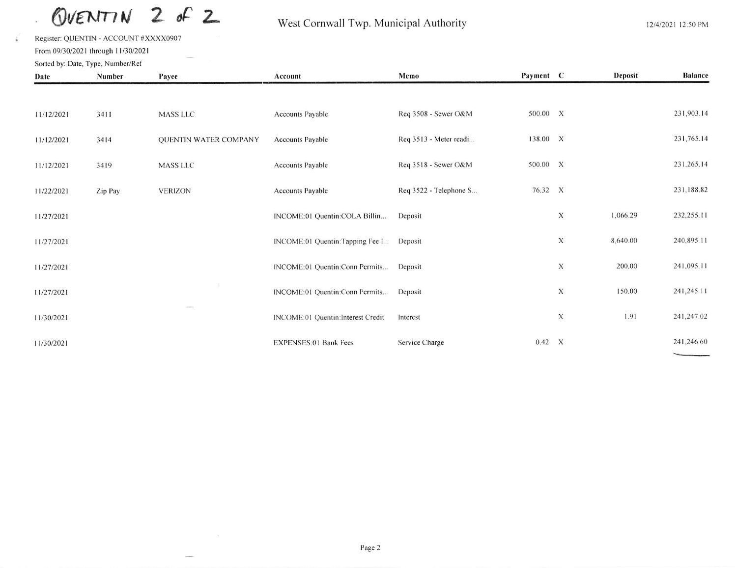QUENTIN 2 of 2

West Cornwall Twp. Municipal Authority

12/4/2021 12:50 PM

Register: QUENTIN - ACCOUNT #XXXX0907

From 09/30/2021 through 11/30/2021

Sorted by: Date, Type, Number/Ref

| Date | Number | Payee | Account | Memo | Payment | C | Deposit | Balance |
|---|---|---|---|---|---|---|---|---|
| 11/12/2021 | 3411 | MASS LLC | Accounts Payable | Req 3508 - Sewer O&M | 500.00 | X | | 231,903.14 |
| 11/12/2021 | 3414 | QUENTIN WATER COMPANY | Accounts Payable | Req 3513 - Meter readi... | 138.00 | X | | 231,765.14 |
| 11/12/2021 | 3419 | MASS LLC | Accounts Payable | Req 3518 - Sewer O&M | 500.00 | X | | 231,265.14 |
| 11/22/2021 | Zip Pay | VERIZON | Accounts Payable | Req 3522 - Telephone S... | 76.32 | X | | 231,188.82 |
| 11/27/2021 | | | INCOME:01 Quentin:COLA Billin... | Deposit | | X | 1,066.29 | 232,255.11 |
| 11/27/2021 | | | INCOME:01 Quentin:Tapping Fee I... | Deposit | | X | 8,640.00 | 240,895.11 |
| 11/27/2021 | | | INCOME:01 Quentin:Conn Permits... | Deposit | | X | 200.00 | 241,095.11 |
| 11/27/2021 | | | INCOME:01 Quentin:Conn Permits... | Deposit | | X | 150.00 | 241,245.11 |
| 11/30/2021 | | | INCOME:01 Quentin:Interest Credit | Interest | | X | 1.91 | 241,247.02 |
| 11/30/2021 | | | EXPENSES:01 Bank Fees | Service Charge | 0.42 | X | | 241,246.60 |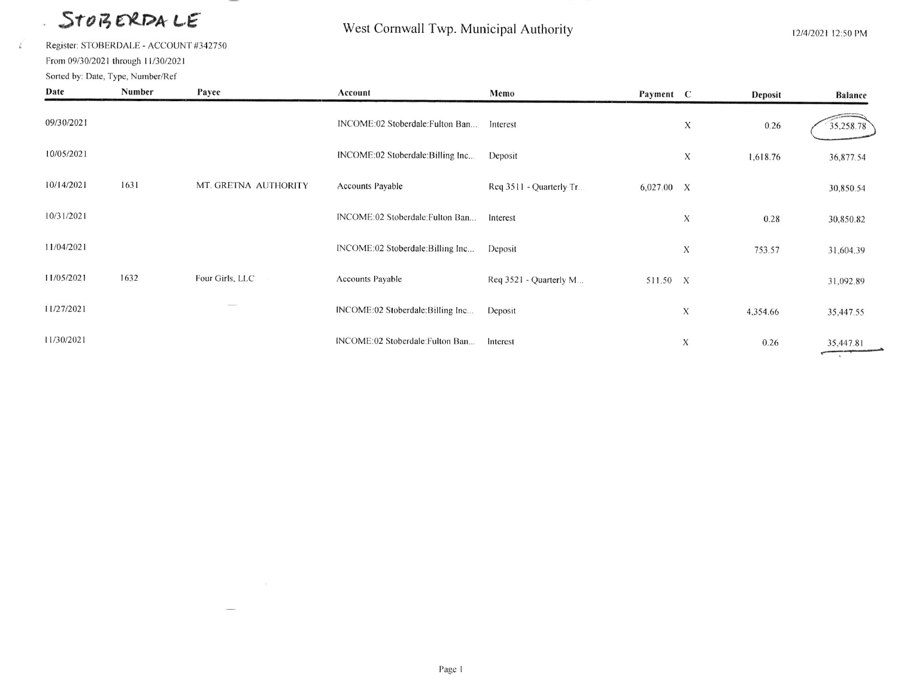STOBERDALE

West Cornwall Twp. Municipal Authority

12/4/2021 12:50 PM

Register: STOBERDALE - ACCOUNT #342750
From 09/30/2021 through 11/30/2021
Sorted by: Date, Type, Number/Ref

| Date | Number | Payee | Account | Memo | Payment | C | Deposit | Balance |
|---|---|---|---|---|---|---|---|---|
| 09/30/2021 | | | INCOME:02 Stoberdale:Fulton Ban... | Interest | | X | 0.26 | 35,258.78 |
| 10/05/2021 | | | INCOME:02 Stoberdale:Billing Inc... | Deposit | | X | 1,618.76 | 36,877.54 |
| 10/14/2021 | 1631 | MT. GRETNA AUTHORITY | Accounts Payable | Req 3511 - Quarterly Tr... | 6,027.00 | X | | 30,850.54 |
| 10/31/2021 | | | INCOME:02 Stoberdale:Fulton Ban... | Interest | | X | 0.28 | 30,850.82 |
| 11/04/2021 | | | INCOME:02 Stoberdale:Billing Inc... | Deposit | | X | 753.57 | 31,604.39 |
| 11/05/2021 | 1632 | Four Girls, LLC | Accounts Payable | Req 3521 - Quarterly M... | 511.50 | X | | 31,092.89 |
| 11/27/2021 | | | INCOME:02 Stoberdale:Billing Inc... | Deposit | | X | 4,354.66 | 35,447.55 |
| 11/30/2021 | | | INCOME:02 Stoberdale:Fulton Ban... | Interest | | X | 0.26 | 35,447.81 |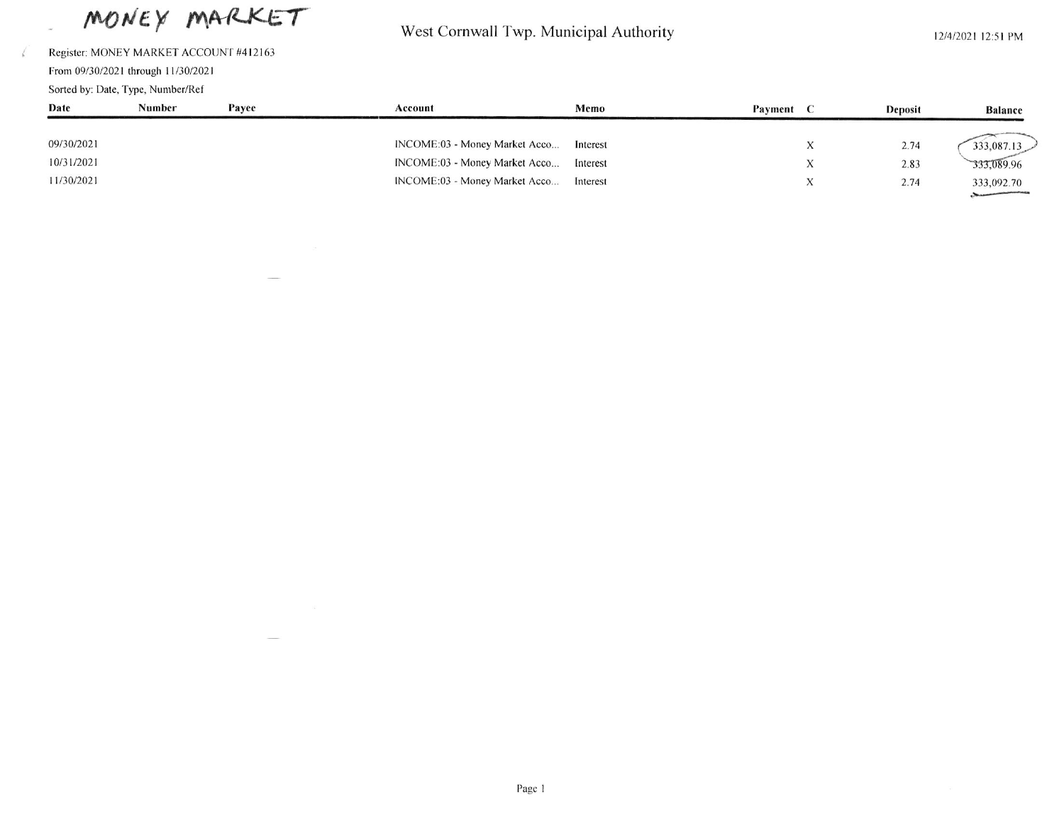MONEY MARKET

# West Cornwall Twp. Municipal Authority

12/4/2021 12:51 PM

Register: MONEY MARKET ACCOUNT #412163
From 09/30/2021 through 11/30/2021
Sorted by: Date, Type, Number/Ref

| Date | Number | Payee | Account | Memo | Payment | C | Deposit | Balance |
|---|---|---|---|---|---|---|---|---|
| 09/30/2021 | | | INCOME:03 - Money Market Acco... | Interest | | X | 2.74 | 333,087.13 |
| 10/31/2021 | | | INCOME:03 - Money Market Acco... | Interest | | X | 2.83 | 333,089.96 |
| 11/30/2021 | | | INCOME:03 - Money Market Acco... | Interest | | X | 2.74 | 333,092.70 |